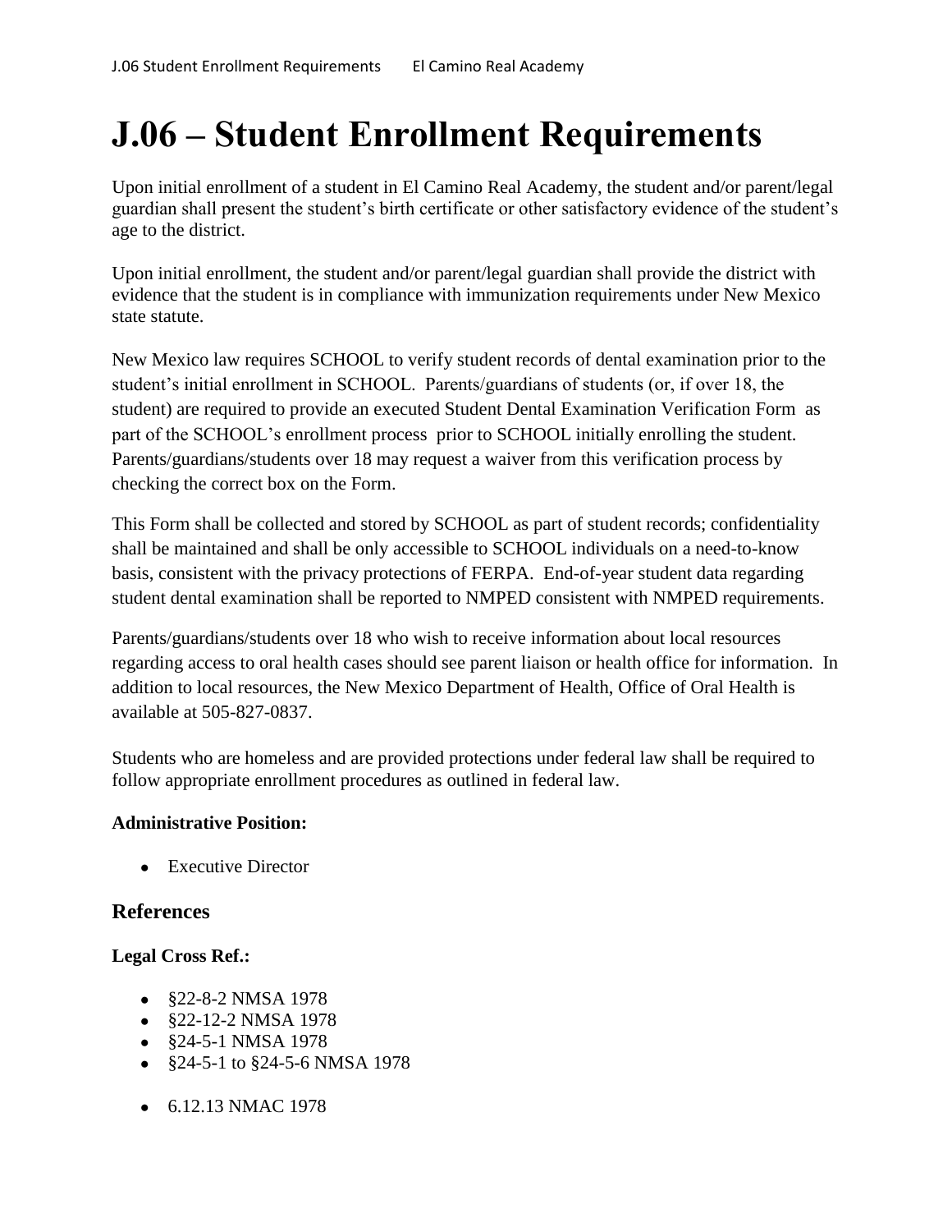# J.06 – Student Enrollment Requirements

Upon initial enrollment of a student in El Camino Real Academy, the student and/or parent/legal guardian shall present the student's birth certificate or other satisfactory evidence of the student's age to the district.

Upon initial enrollment, the student and/or parent/legal guardian shall provide the district with evidence that the student is in compliance with immunization requirements under New Mexico state statute.

New Mexico law requires SCHOOL to verify student records of dental examination prior to the student's initial enrollment in SCHOOL. Parents/guardians of students (or, if over 18, the student) are required to provide an executed Student Dental Examination Verification Form as part of the SCHOOL's enrollment process prior to SCHOOL initially enrolling the student. Parents/guardians/students over 18 may request a waiver from this verification process by checking the correct box on the Form.

This Form shall be collected and stored by SCHOOL as part of student records; confidentiality shall be maintained and shall be only accessible to SCHOOL individuals on a need-to-know basis, consistent with the privacy protections of FERPA. End-of-year student data regarding student dental examination shall be reported to NMPED consistent with NMPED requirements.

Parents/guardians/students over 18 who wish to receive information about local resources regarding access to oral health cases should see parent liaison or health office for information. In addition to local resources, the New Mexico Department of Health, Office of Oral Health is available at 505-827-0837.

Students who are homeless and are provided protections under federal law shall be required to follow appropriate enrollment procedures as outlined in federal law.

**Administrative Position:**

- Executive Director

## References

**Legal Cross Ref.:**

- §22-8-2 NMSA 1978
- §22-12-2 NMSA 1978
- §24-5-1 NMSA 1978
- §24-5-1 to §24-5-6 NMSA 1978
- 6.12.13 NMAC 1978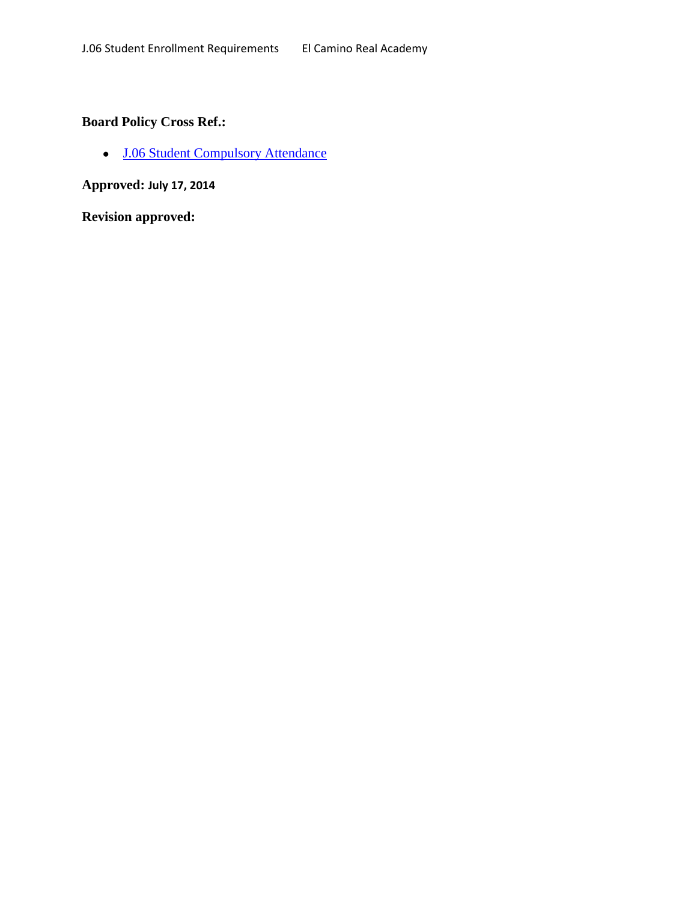**Board Policy Cross Ref.:**

- J.06 Student Compulsory Attendance

**Approved: July 17, 2014**

**Revision approved:**